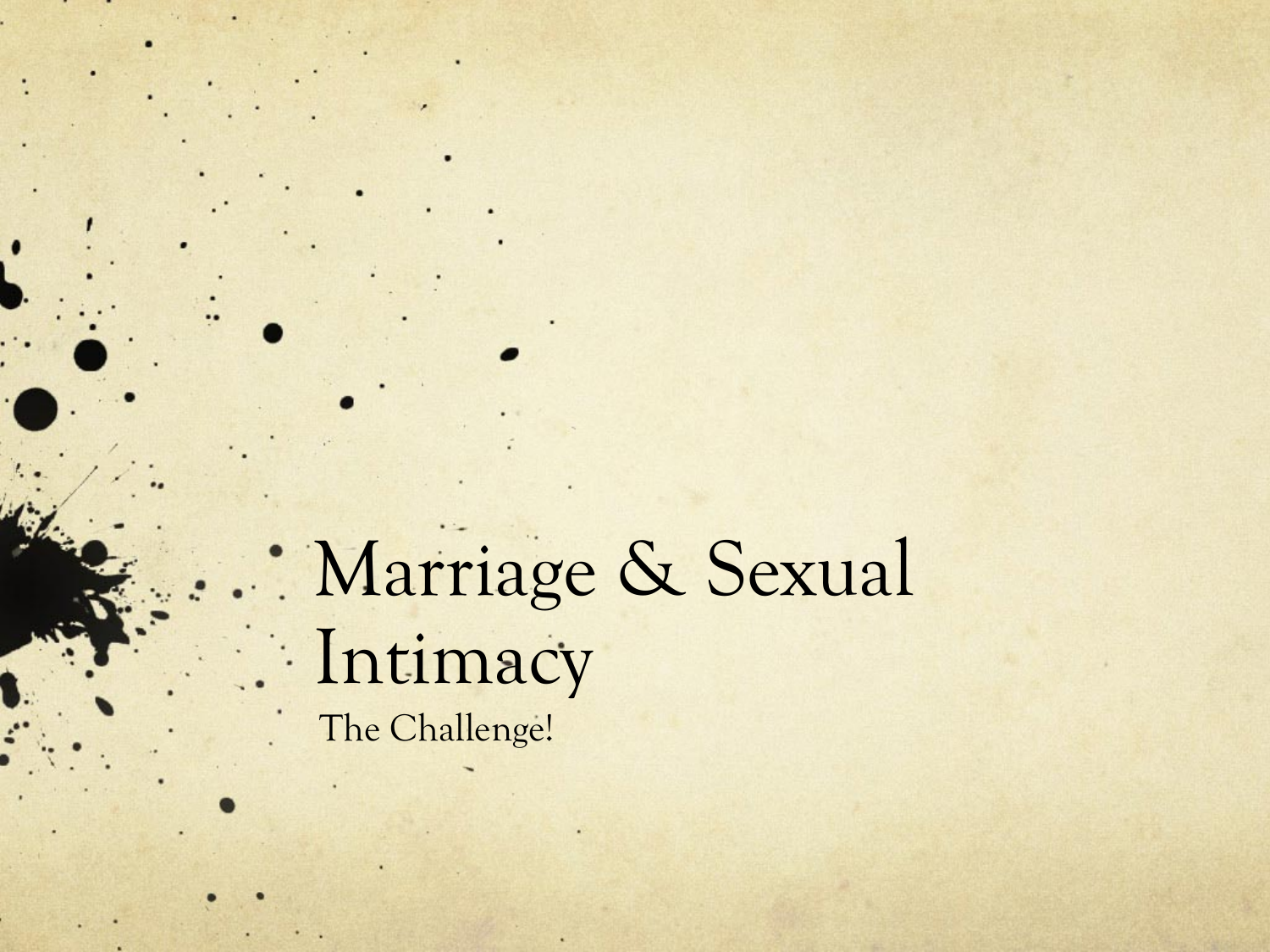# Marriage & Sexual Intimacy

The Challenge!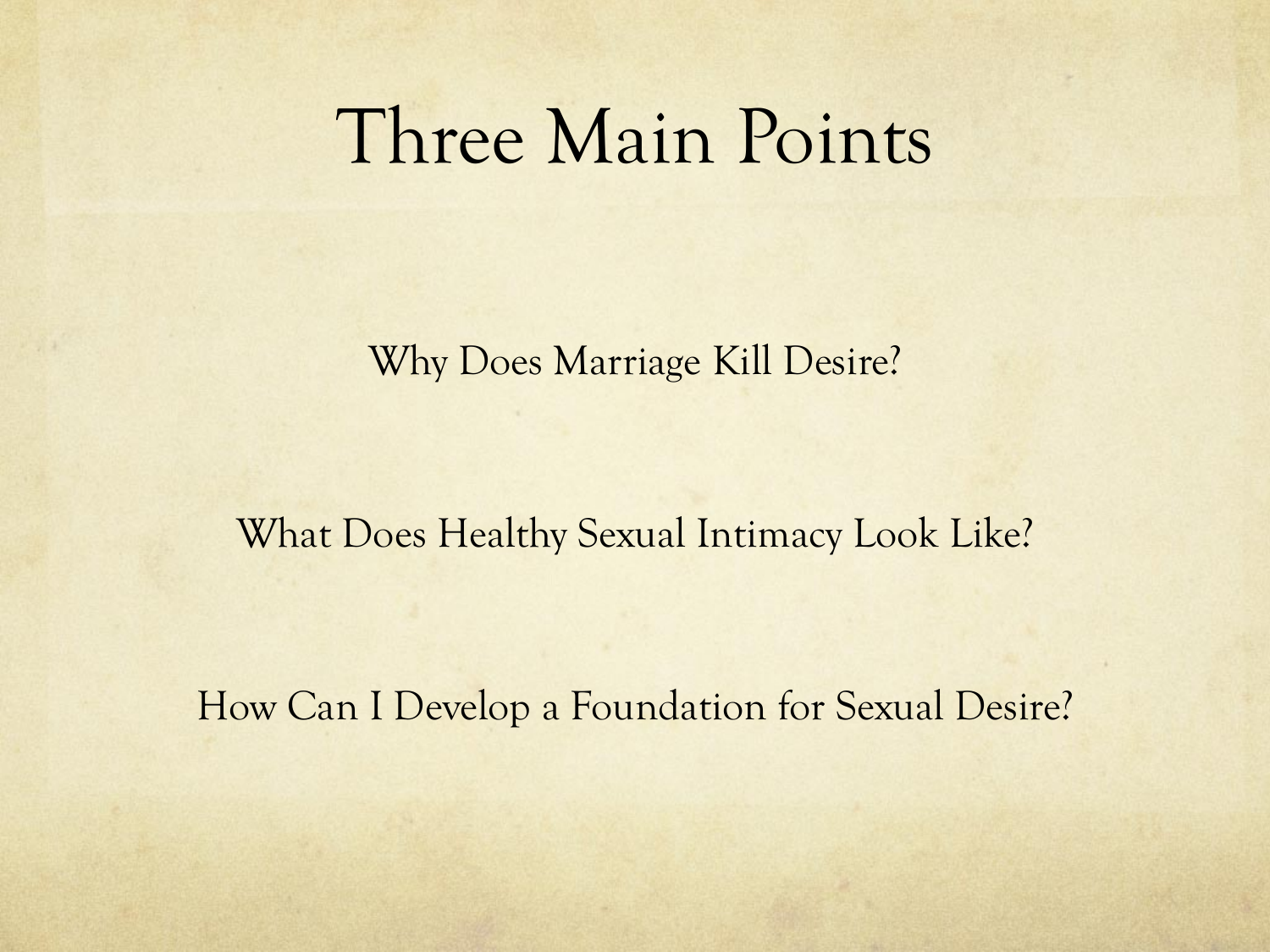# Three Main Points

Why Does Marriage Kill Desire?

What Does Healthy Sexual Intimacy Look Like?

How Can I Develop a Foundation for Sexual Desire?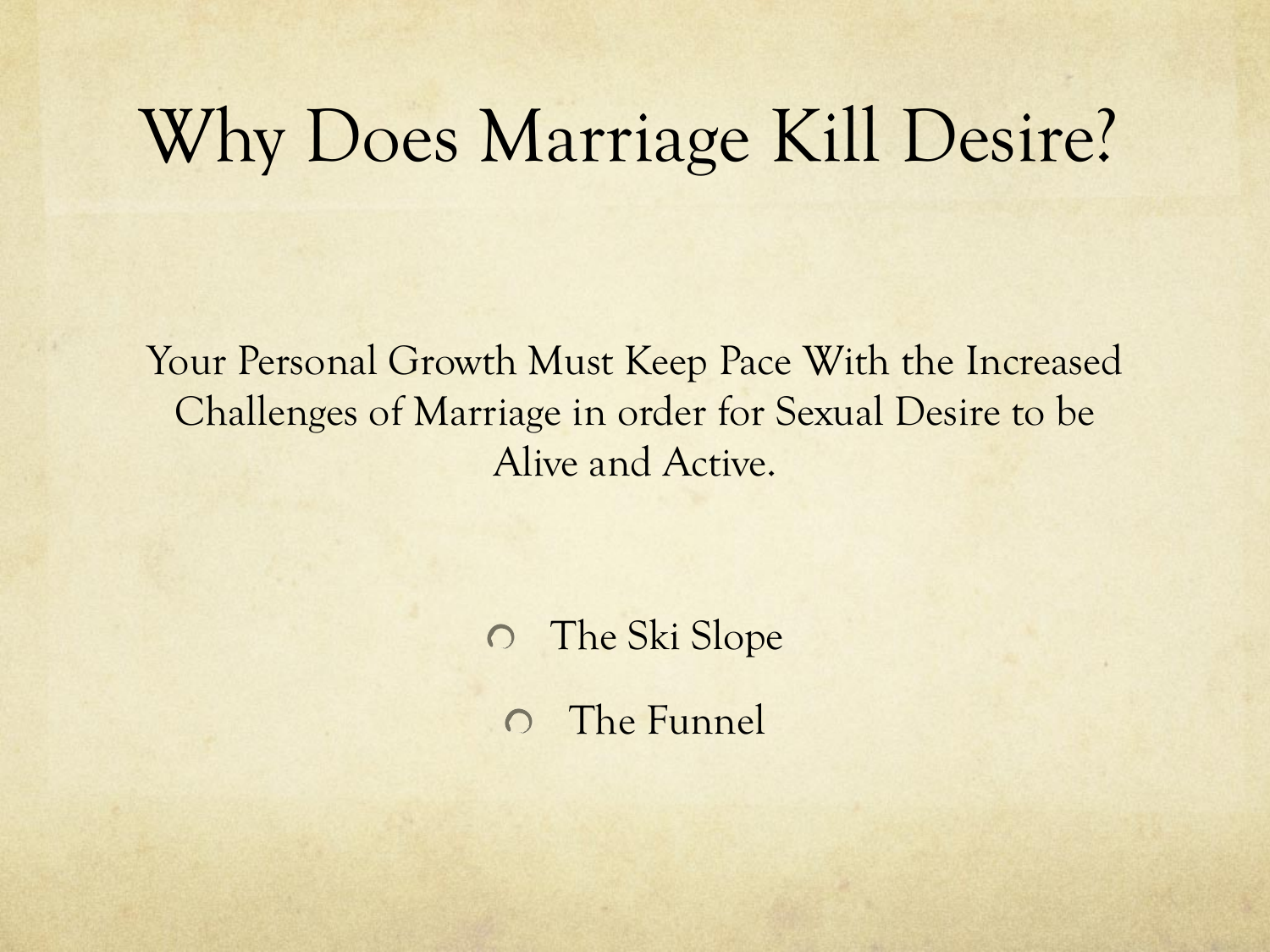# Why Does Marriage Kill Desire?

Your Personal Growth Must Keep Pace With the Increased Challenges of Marriage in order for Sexual Desire to be Alive and Active.

- The Ski Slope
- The Funnel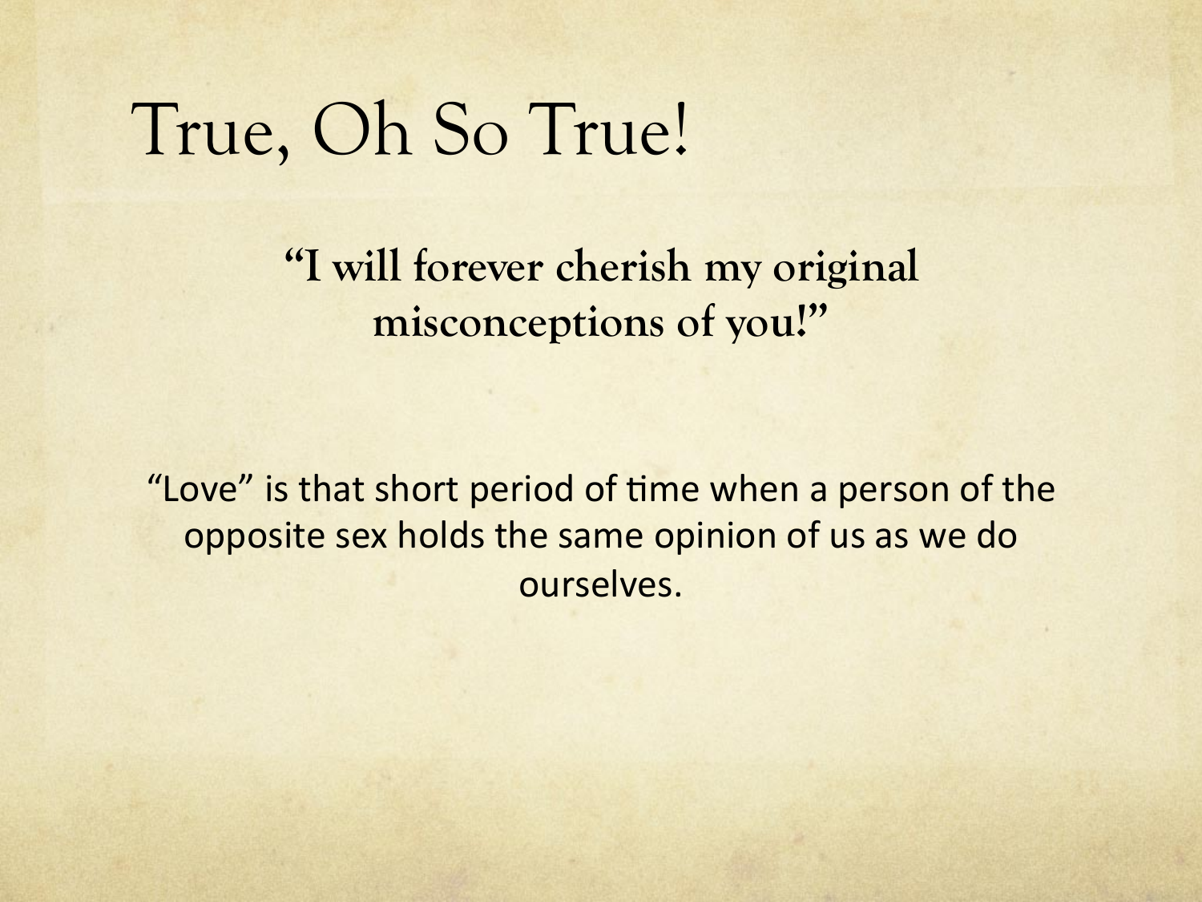# True, Oh So True!

**"I will forever cherish my original misconceptions of you!"**

"Love" is that short period of time when a person of the opposite sex holds the same opinion of us as we do ourselves.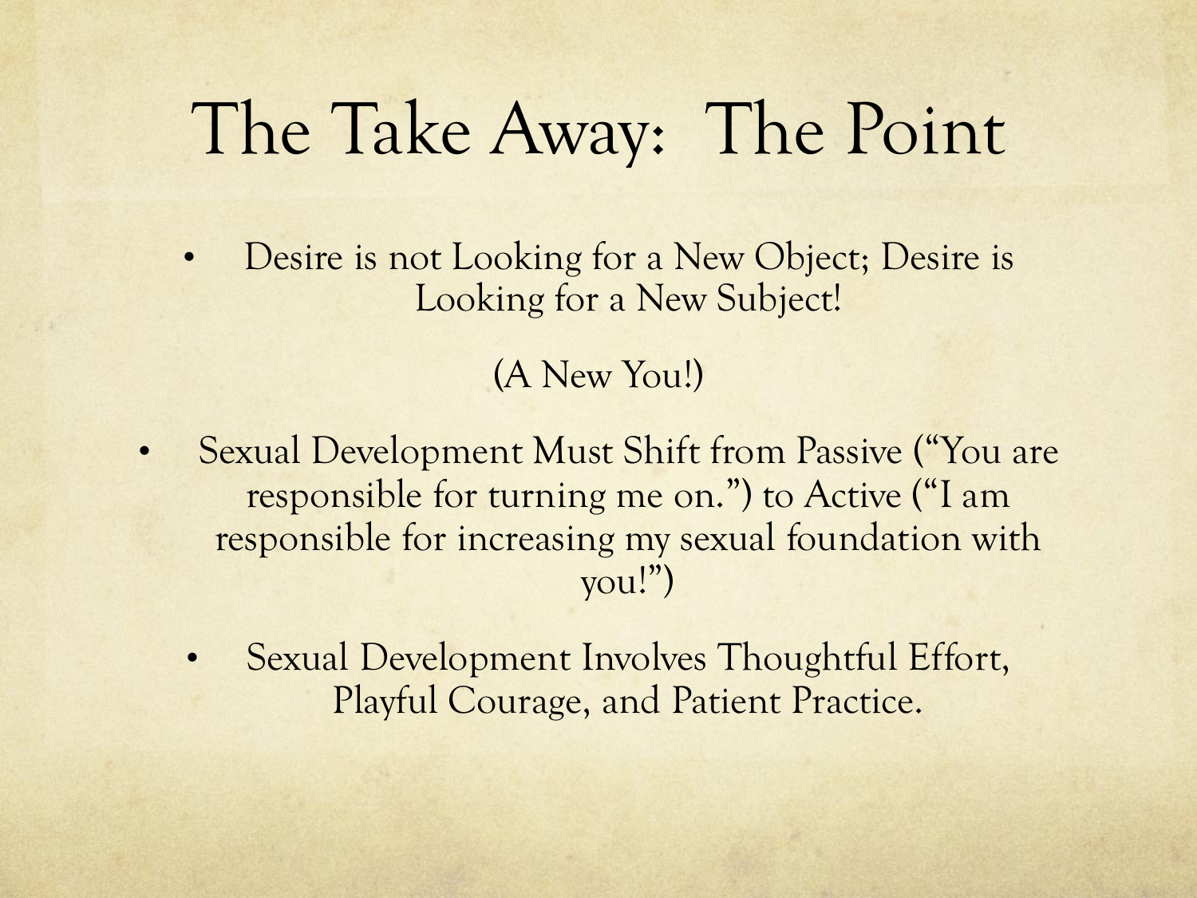# The Take Away: The Point

- Desire is not Looking for a New Object; Desire is Looking for a New Subject!

  (A New You!)

- Sexual Development Must Shift from Passive ("You are responsible for turning me on.") to Active ("I am responsible for increasing my sexual foundation with you!")

- Sexual Development Involves Thoughtful Effort, Playful Courage, and Patient Practice.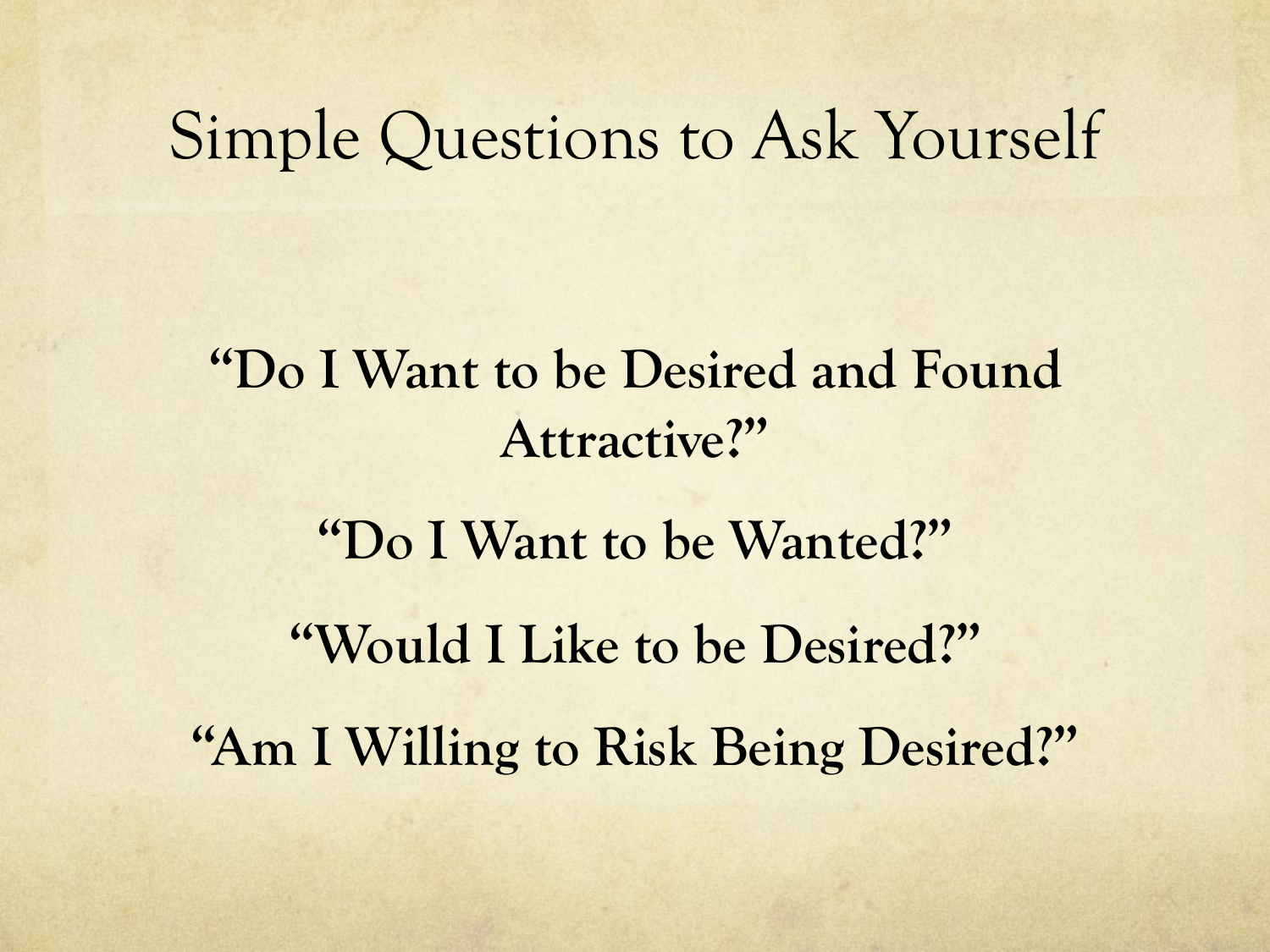# Simple Questions to Ask Yourself

**"Do I Want to be Desired and Found Attractive?"**

**"Do I Want to be Wanted?"**

**"Would I Like to be Desired?"**

**"Am I Willing to Risk Being Desired?"**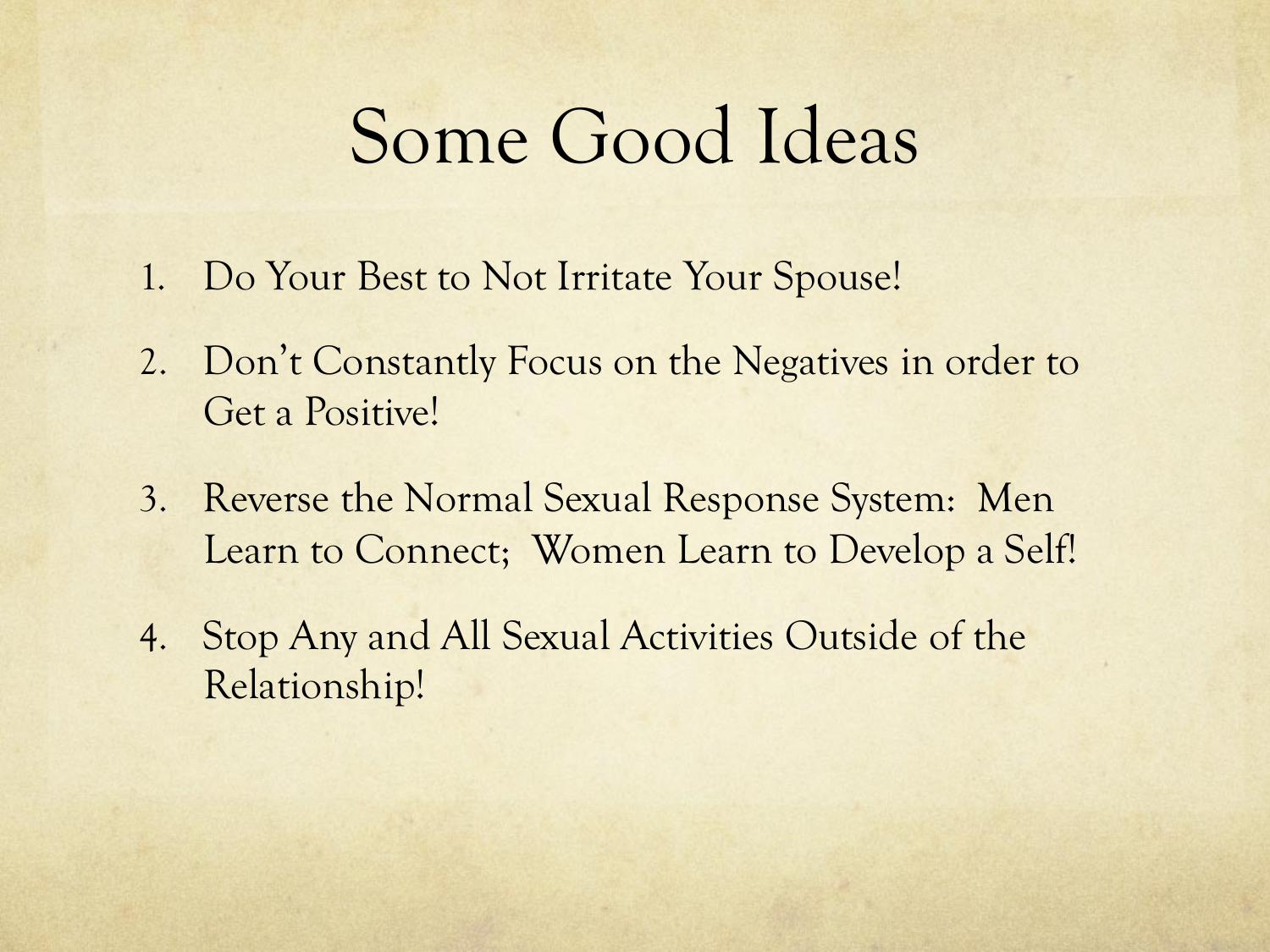# Some Good Ideas

1. Do Your Best to Not Irritate Your Spouse!
2. Don't Constantly Focus on the Negatives in order to Get a Positive!
3. Reverse the Normal Sexual Response System: Men Learn to Connect; Women Learn to Develop a Self!
4. Stop Any and All Sexual Activities Outside of the Relationship!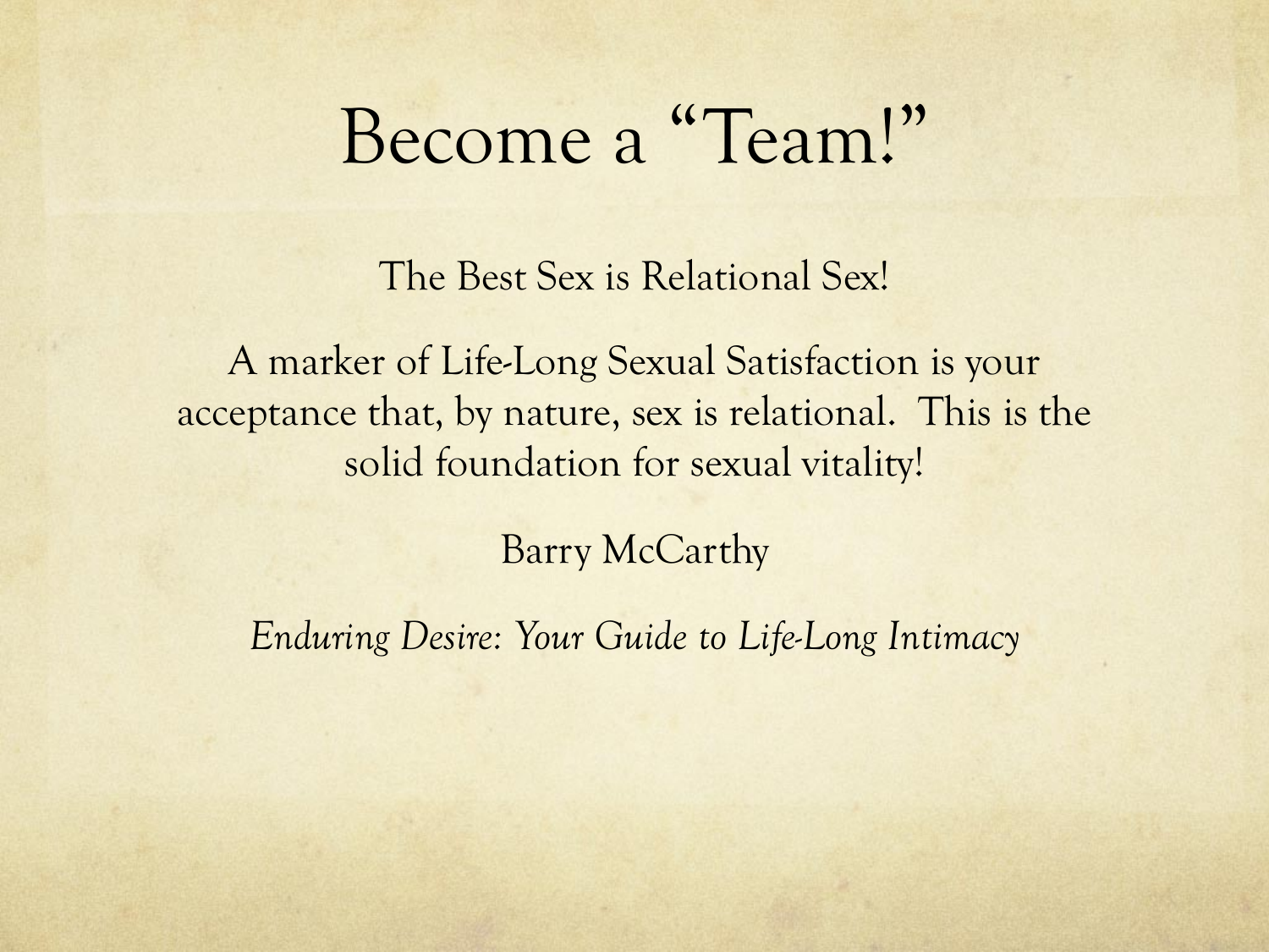# Become a "Team!"

The Best Sex is Relational Sex!

A marker of Life-Long Sexual Satisfaction is your acceptance that, by nature, sex is relational. This is the solid foundation for sexual vitality!

Barry McCarthy

*Enduring Desire: Your Guide to Life-Long Intimacy*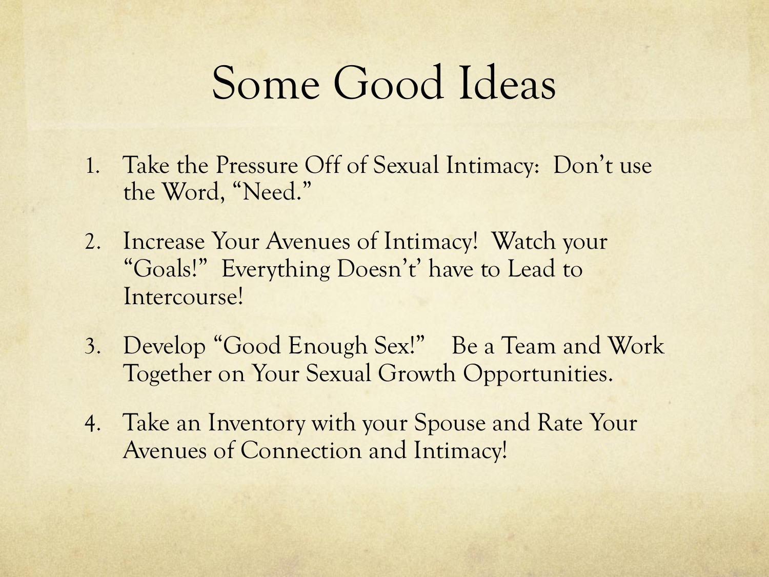# Some Good Ideas

1. Take the Pressure Off of Sexual Intimacy: Don't use the Word, "Need."
2. Increase Your Avenues of Intimacy! Watch your "Goals!" Everything Doesn't' have to Lead to Intercourse!
3. Develop "Good Enough Sex!" Be a Team and Work Together on Your Sexual Growth Opportunities.
4. Take an Inventory with your Spouse and Rate Your Avenues of Connection and Intimacy!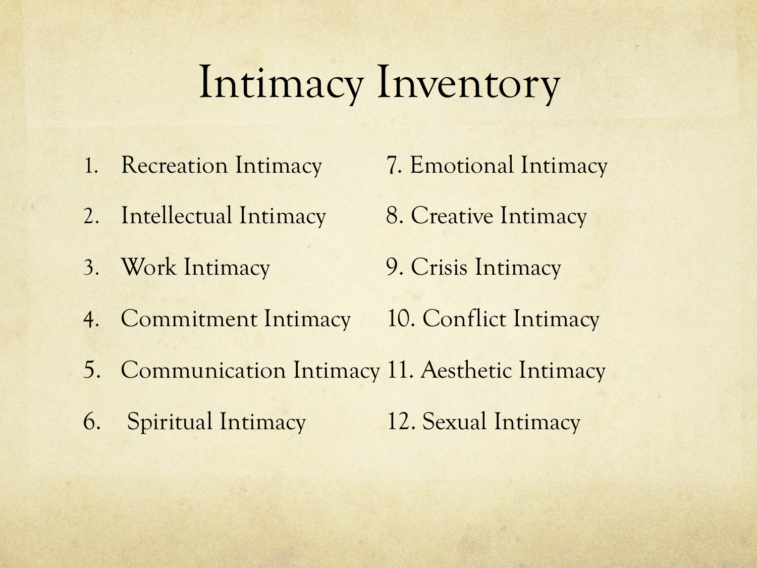# Intimacy Inventory

1. Recreation Intimacy
2. Intellectual Intimacy
3. Work Intimacy
4. Commitment Intimacy
5. Communication Intimacy
6. Spiritual Intimacy
7. Emotional Intimacy
8. Creative Intimacy
9. Crisis Intimacy
10. Conflict Intimacy
11. Aesthetic Intimacy
12. Sexual Intimacy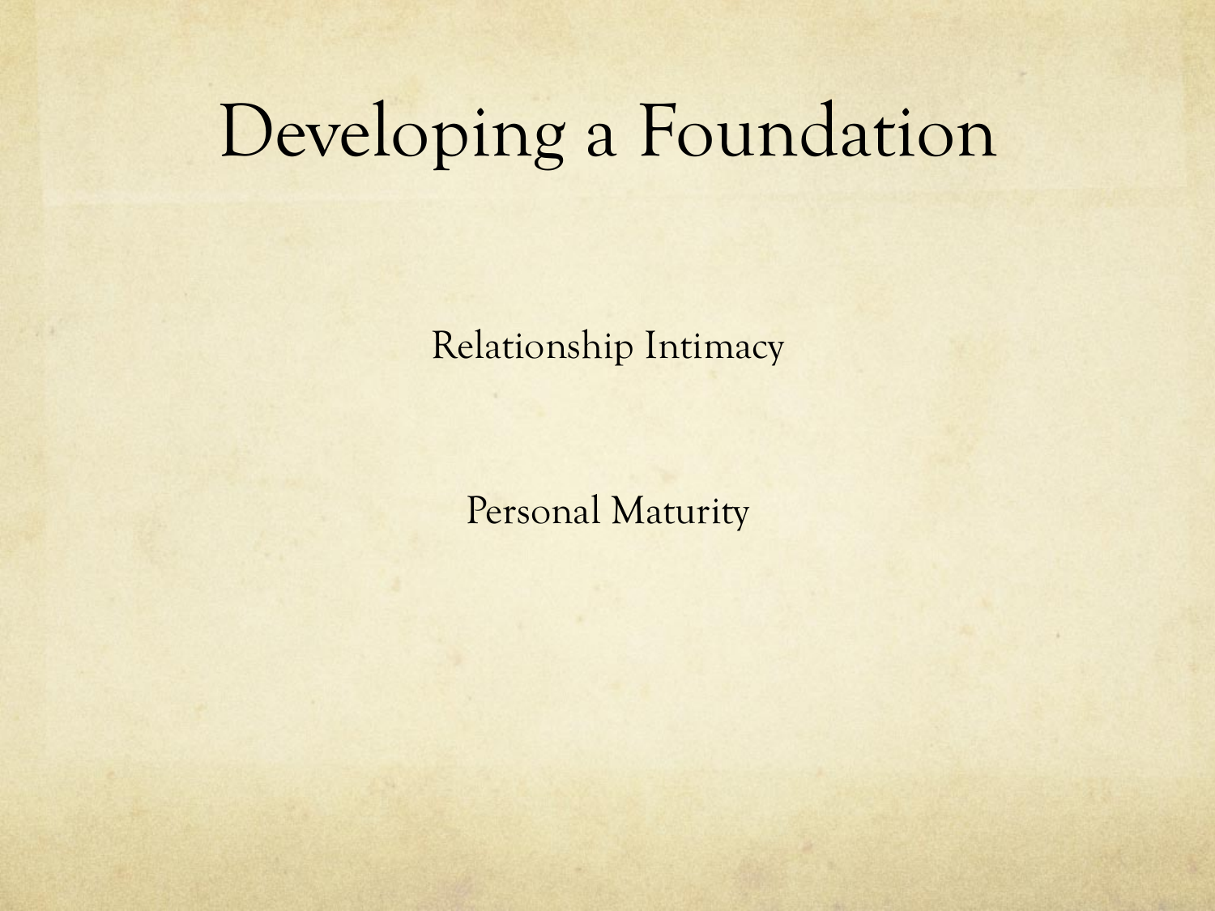# Developing a Foundation

Relationship Intimacy

Personal Maturity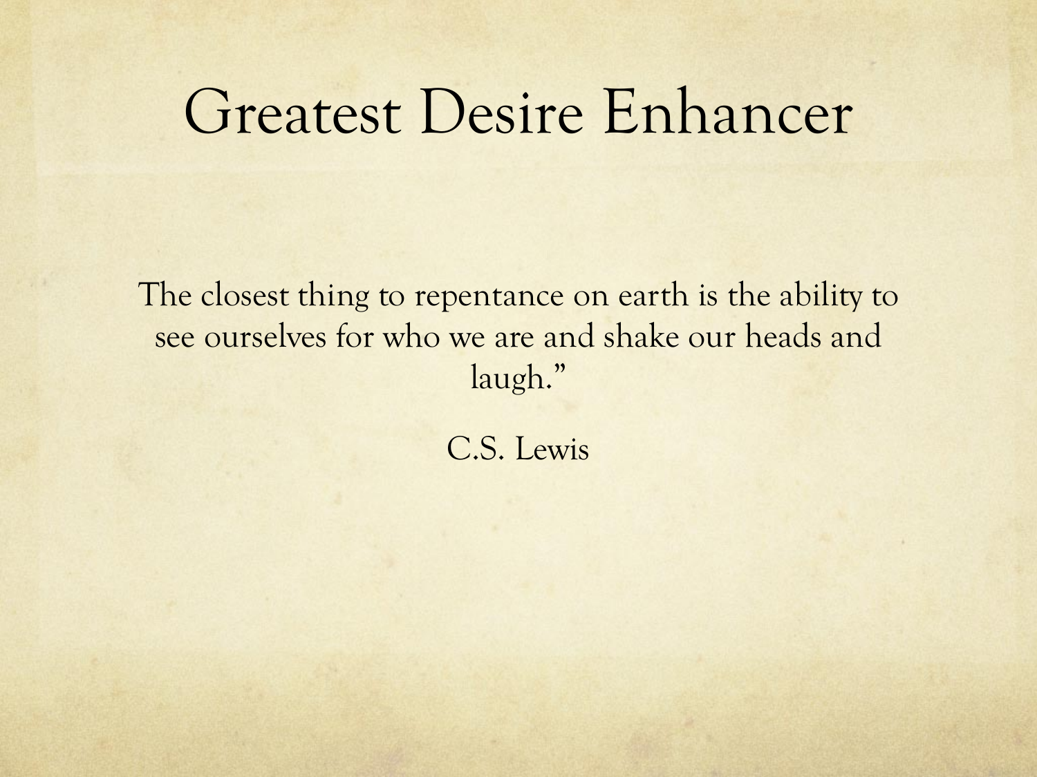# Greatest Desire Enhancer

The closest thing to repentance on earth is the ability to see ourselves for who we are and shake our heads and laugh.”

C.S. Lewis